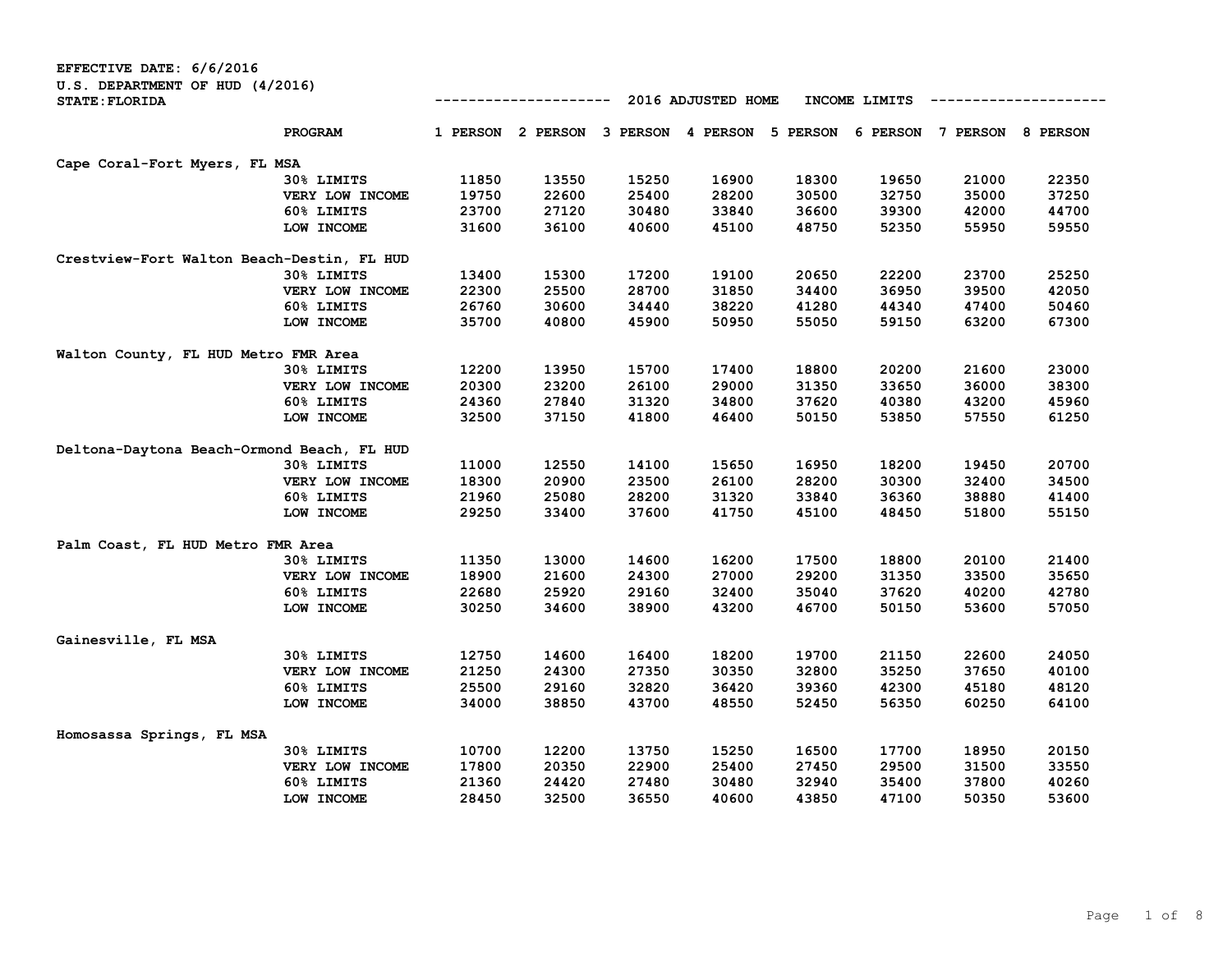EFFECTIVE DATE: 6/6/2016
U.S. DEPARTMENT OF HUD (4/2016)
STATE: FLORIDA

2016 ADJUSTED HOME INCOME LIMITS

| | PROGRAM | 1 PERSON | 2 PERSON | 3 PERSON | 4 PERSON | 5 PERSON | 6 PERSON | 7 PERSON | 8 PERSON |
|---|---|---|---|---|---|---|---|---|---|
| Cape Coral-Fort Myers, FL MSA | | | | | | | | | |
| | 30% LIMITS | 11850 | 13550 | 15250 | 16900 | 18300 | 19650 | 21000 | 22350 |
| | VERY LOW INCOME | 19750 | 22600 | 25400 | 28200 | 30500 | 32750 | 35000 | 37250 |
| | 60% LIMITS | 23700 | 27120 | 30480 | 33840 | 36600 | 39300 | 42000 | 44700 |
| | LOW INCOME | 31600 | 36100 | 40600 | 45100 | 48750 | 52350 | 55950 | 59550 |
| Crestview-Fort Walton Beach-Destin, FL HUD | | | | | | | | | |
| | 30% LIMITS | 13400 | 15300 | 17200 | 19100 | 20650 | 22200 | 23700 | 25250 |
| | VERY LOW INCOME | 22300 | 25500 | 28700 | 31850 | 34400 | 36950 | 39500 | 42050 |
| | 60% LIMITS | 26760 | 30600 | 34440 | 38220 | 41280 | 44340 | 47400 | 50460 |
| | LOW INCOME | 35700 | 40800 | 45900 | 50950 | 55050 | 59150 | 63200 | 67300 |
| Walton County, FL HUD Metro FMR Area | | | | | | | | | |
| | 30% LIMITS | 12200 | 13950 | 15700 | 17400 | 18800 | 20200 | 21600 | 23000 |
| | VERY LOW INCOME | 20300 | 23200 | 26100 | 29000 | 31350 | 33650 | 36000 | 38300 |
| | 60% LIMITS | 24360 | 27840 | 31320 | 34800 | 37620 | 40380 | 43200 | 45960 |
| | LOW INCOME | 32500 | 37150 | 41800 | 46400 | 50150 | 53850 | 57550 | 61250 |
| Deltona-Daytona Beach-Ormond Beach, FL HUD | | | | | | | | | |
| | 30% LIMITS | 11000 | 12550 | 14100 | 15650 | 16950 | 18200 | 19450 | 20700 |
| | VERY LOW INCOME | 18300 | 20900 | 23500 | 26100 | 28200 | 30300 | 32400 | 34500 |
| | 60% LIMITS | 21960 | 25080 | 28200 | 31320 | 33840 | 36360 | 38880 | 41400 |
| | LOW INCOME | 29250 | 33400 | 37600 | 41750 | 45100 | 48450 | 51800 | 55150 |
| Palm Coast, FL HUD Metro FMR Area | | | | | | | | | |
| | 30% LIMITS | 11350 | 13000 | 14600 | 16200 | 17500 | 18800 | 20100 | 21400 |
| | VERY LOW INCOME | 18900 | 21600 | 24300 | 27000 | 29200 | 31350 | 33500 | 35650 |
| | 60% LIMITS | 22680 | 25920 | 29160 | 32400 | 35040 | 37620 | 40200 | 42780 |
| | LOW INCOME | 30250 | 34600 | 38900 | 43200 | 46700 | 50150 | 53600 | 57050 |
| Gainesville, FL MSA | | | | | | | | | |
| | 30% LIMITS | 12750 | 14600 | 16400 | 18200 | 19700 | 21150 | 22600 | 24050 |
| | VERY LOW INCOME | 21250 | 24300 | 27350 | 30350 | 32800 | 35250 | 37650 | 40100 |
| | 60% LIMITS | 25500 | 29160 | 32820 | 36420 | 39360 | 42300 | 45180 | 48120 |
| | LOW INCOME | 34000 | 38850 | 43700 | 48550 | 52450 | 56350 | 60250 | 64100 |
| Homosassa Springs, FL MSA | | | | | | | | | |
| | 30% LIMITS | 10700 | 12200 | 13750 | 15250 | 16500 | 17700 | 18950 | 20150 |
| | VERY LOW INCOME | 17800 | 20350 | 22900 | 25400 | 27450 | 29500 | 31500 | 33550 |
| | 60% LIMITS | 21360 | 24420 | 27480 | 30480 | 32940 | 35400 | 37800 | 40260 |
| | LOW INCOME | 28450 | 32500 | 36550 | 40600 | 43850 | 47100 | 50350 | 53600 |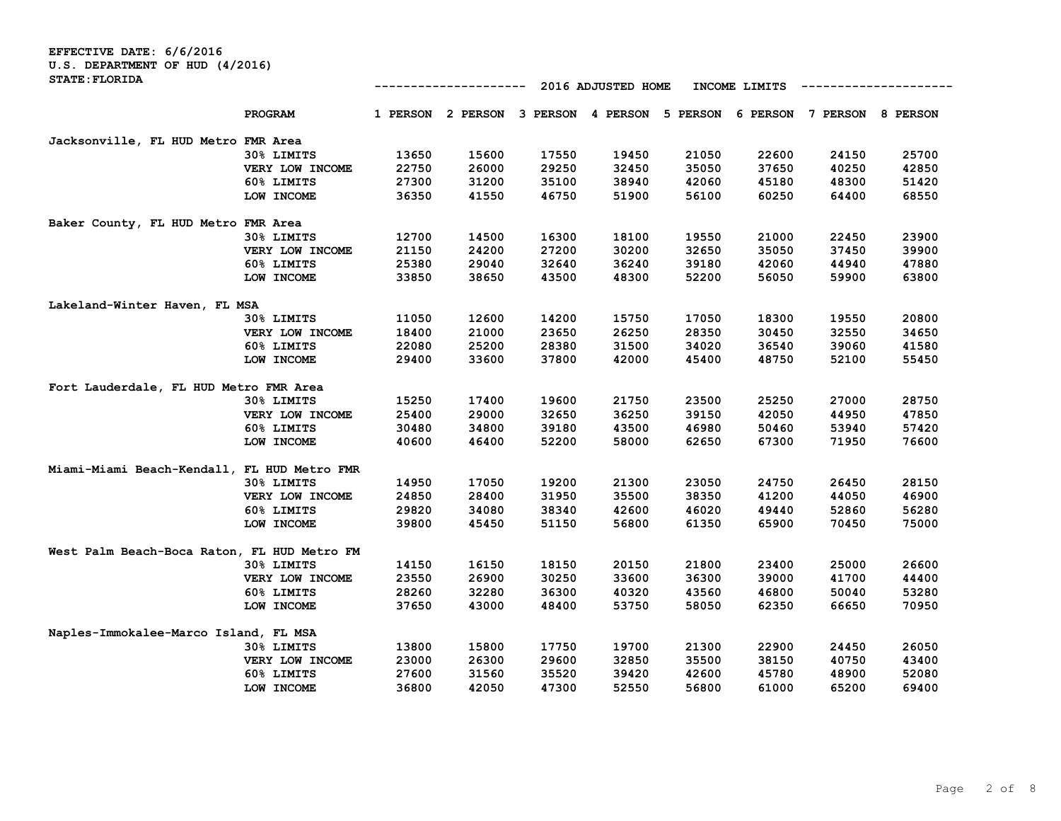EFFECTIVE DATE: 6/6/2016
U.S. DEPARTMENT OF HUD (4/2016)
STATE:FLORIDA

2016 ADJUSTED HOME INCOME LIMITS

| | PROGRAM | 1 PERSON | 2 PERSON | 3 PERSON | 4 PERSON | 5 PERSON | 6 PERSON | 7 PERSON | 8 PERSON |
|---|---|---|---|---|---|---|---|---|---|
| Jacksonville, FL HUD Metro FMR Area | | | | | | | | | |
| | 30% LIMITS | 13650 | 15600 | 17550 | 19450 | 21050 | 22600 | 24150 | 25700 |
| | VERY LOW INCOME | 22750 | 26000 | 29250 | 32450 | 35050 | 37650 | 40250 | 42850 |
| | 60% LIMITS | 27300 | 31200 | 35100 | 38940 | 42060 | 45180 | 48300 | 51420 |
| | LOW INCOME | 36350 | 41550 | 46750 | 51900 | 56100 | 60250 | 64400 | 68550 |
| Baker County, FL HUD Metro FMR Area | | | | | | | | | |
| | 30% LIMITS | 12700 | 14500 | 16300 | 18100 | 19550 | 21000 | 22450 | 23900 |
| | VERY LOW INCOME | 21150 | 24200 | 27200 | 30200 | 32650 | 35050 | 37450 | 39900 |
| | 60% LIMITS | 25380 | 29040 | 32640 | 36240 | 39180 | 42060 | 44940 | 47880 |
| | LOW INCOME | 33850 | 38650 | 43500 | 48300 | 52200 | 56050 | 59900 | 63800 |
| Lakeland-Winter Haven, FL MSA | | | | | | | | | |
| | 30% LIMITS | 11050 | 12600 | 14200 | 15750 | 17050 | 18300 | 19550 | 20800 |
| | VERY LOW INCOME | 18400 | 21000 | 23650 | 26250 | 28350 | 30450 | 32550 | 34650 |
| | 60% LIMITS | 22080 | 25200 | 28380 | 31500 | 34020 | 36540 | 39060 | 41580 |
| | LOW INCOME | 29400 | 33600 | 37800 | 42000 | 45400 | 48750 | 52100 | 55450 |
| Fort Lauderdale, FL HUD Metro FMR Area | | | | | | | | | |
| | 30% LIMITS | 15250 | 17400 | 19600 | 21750 | 23500 | 25250 | 27000 | 28750 |
| | VERY LOW INCOME | 25400 | 29000 | 32650 | 36250 | 39150 | 42050 | 44950 | 47850 |
| | 60% LIMITS | 30480 | 34800 | 39180 | 43500 | 46980 | 50460 | 53940 | 57420 |
| | LOW INCOME | 40600 | 46400 | 52200 | 58000 | 62650 | 67300 | 71950 | 76600 |
| Miami-Miami Beach-Kendall, FL HUD Metro FMR | | | | | | | | | |
| | 30% LIMITS | 14950 | 17050 | 19200 | 21300 | 23050 | 24750 | 26450 | 28150 |
| | VERY LOW INCOME | 24850 | 28400 | 31950 | 35500 | 38350 | 41200 | 44050 | 46900 |
| | 60% LIMITS | 29820 | 34080 | 38340 | 42600 | 46020 | 49440 | 52860 | 56280 |
| | LOW INCOME | 39800 | 45450 | 51150 | 56800 | 61350 | 65900 | 70450 | 75000 |
| West Palm Beach-Boca Raton, FL HUD Metro FM | | | | | | | | | |
| | 30% LIMITS | 14150 | 16150 | 18150 | 20150 | 21800 | 23400 | 25000 | 26600 |
| | VERY LOW INCOME | 23550 | 26900 | 30250 | 33600 | 36300 | 39000 | 41700 | 44400 |
| | 60% LIMITS | 28260 | 32280 | 36300 | 40320 | 43560 | 46800 | 50040 | 53280 |
| | LOW INCOME | 37650 | 43000 | 48400 | 53750 | 58050 | 62350 | 66650 | 70950 |
| Naples-Immokalee-Marco Island, FL MSA | | | | | | | | | |
| | 30% LIMITS | 13800 | 15800 | 17750 | 19700 | 21300 | 22900 | 24450 | 26050 |
| | VERY LOW INCOME | 23000 | 26300 | 29600 | 32850 | 35500 | 38150 | 40750 | 43400 |
| | 60% LIMITS | 27600 | 31560 | 35520 | 39420 | 42600 | 45780 | 48900 | 52080 |
| | LOW INCOME | 36800 | 42050 | 47300 | 52550 | 56800 | 61000 | 65200 | 69400 |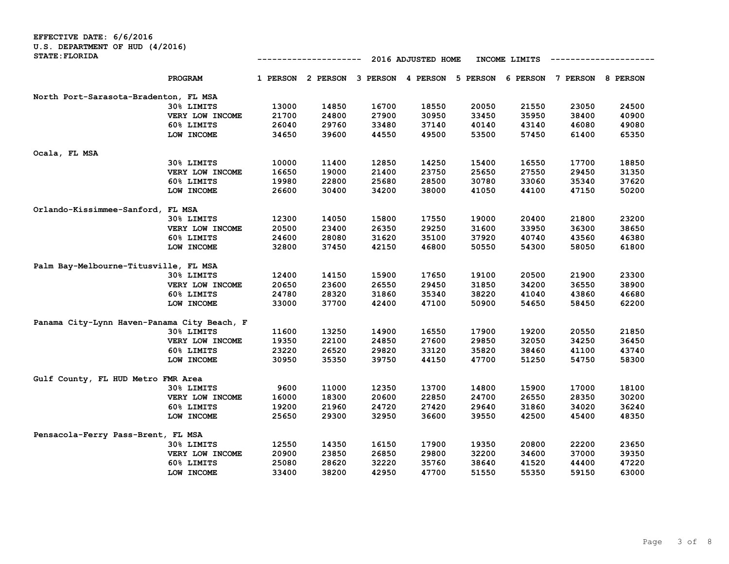EFFECTIVE DATE: 6/6/2016
U.S. DEPARTMENT OF HUD (4/2016)
STATE:FLORIDA

2016 ADJUSTED HOME INCOME LIMITS

| | PROGRAM | 1 PERSON | 2 PERSON | 3 PERSON | 4 PERSON | 5 PERSON | 6 PERSON | 7 PERSON | 8 PERSON |
|---|---|---|---|---|---|---|---|---|---|
| North Port-Sarasota-Bradenton, FL MSA | | | | | | | | | |
| | 30% LIMITS | 13000 | 14850 | 16700 | 18550 | 20050 | 21550 | 23050 | 24500 |
| | VERY LOW INCOME | 21700 | 24800 | 27900 | 30950 | 33450 | 35950 | 38400 | 40900 |
| | 60% LIMITS | 26040 | 29760 | 33480 | 37140 | 40140 | 43140 | 46080 | 49080 |
| | LOW INCOME | 34650 | 39600 | 44550 | 49500 | 53500 | 57450 | 61400 | 65350 |
| Ocala, FL MSA | | | | | | | | | |
| | 30% LIMITS | 10000 | 11400 | 12850 | 14250 | 15400 | 16550 | 17700 | 18850 |
| | VERY LOW INCOME | 16650 | 19000 | 21400 | 23750 | 25650 | 27550 | 29450 | 31350 |
| | 60% LIMITS | 19980 | 22800 | 25680 | 28500 | 30780 | 33060 | 35340 | 37620 |
| | LOW INCOME | 26600 | 30400 | 34200 | 38000 | 41050 | 44100 | 47150 | 50200 |
| Orlando-Kissimmee-Sanford, FL MSA | | | | | | | | | |
| | 30% LIMITS | 12300 | 14050 | 15800 | 17550 | 19000 | 20400 | 21800 | 23200 |
| | VERY LOW INCOME | 20500 | 23400 | 26350 | 29250 | 31600 | 33950 | 36300 | 38650 |
| | 60% LIMITS | 24600 | 28080 | 31620 | 35100 | 37920 | 40740 | 43560 | 46380 |
| | LOW INCOME | 32800 | 37450 | 42150 | 46800 | 50550 | 54300 | 58050 | 61800 |
| Palm Bay-Melbourne-Titusville, FL MSA | | | | | | | | | |
| | 30% LIMITS | 12400 | 14150 | 15900 | 17650 | 19100 | 20500 | 21900 | 23300 |
| | VERY LOW INCOME | 20650 | 23600 | 26550 | 29450 | 31850 | 34200 | 36550 | 38900 |
| | 60% LIMITS | 24780 | 28320 | 31860 | 35340 | 38220 | 41040 | 43860 | 46680 |
| | LOW INCOME | 33000 | 37700 | 42400 | 47100 | 50900 | 54650 | 58450 | 62200 |
| Panama City-Lynn Haven-Panama City Beach, F | | | | | | | | | |
| | 30% LIMITS | 11600 | 13250 | 14900 | 16550 | 17900 | 19200 | 20550 | 21850 |
| | VERY LOW INCOME | 19350 | 22100 | 24850 | 27600 | 29850 | 32050 | 34250 | 36450 |
| | 60% LIMITS | 23220 | 26520 | 29820 | 33120 | 35820 | 38460 | 41100 | 43740 |
| | LOW INCOME | 30950 | 35350 | 39750 | 44150 | 47700 | 51250 | 54750 | 58300 |
| Gulf County, FL HUD Metro FMR Area | | | | | | | | | |
| | 30% LIMITS | 9600 | 11000 | 12350 | 13700 | 14800 | 15900 | 17000 | 18100 |
| | VERY LOW INCOME | 16000 | 18300 | 20600 | 22850 | 24700 | 26550 | 28350 | 30200 |
| | 60% LIMITS | 19200 | 21960 | 24720 | 27420 | 29640 | 31860 | 34020 | 36240 |
| | LOW INCOME | 25650 | 29300 | 32950 | 36600 | 39550 | 42500 | 45400 | 48350 |
| Pensacola-Ferry Pass-Brent, FL MSA | | | | | | | | | |
| | 30% LIMITS | 12550 | 14350 | 16150 | 17900 | 19350 | 20800 | 22200 | 23650 |
| | VERY LOW INCOME | 20900 | 23850 | 26850 | 29800 | 32200 | 34600 | 37000 | 39350 |
| | 60% LIMITS | 25080 | 28620 | 32220 | 35760 | 38640 | 41520 | 44400 | 47220 |
| | LOW INCOME | 33400 | 38200 | 42950 | 47700 | 51550 | 55350 | 59150 | 63000 |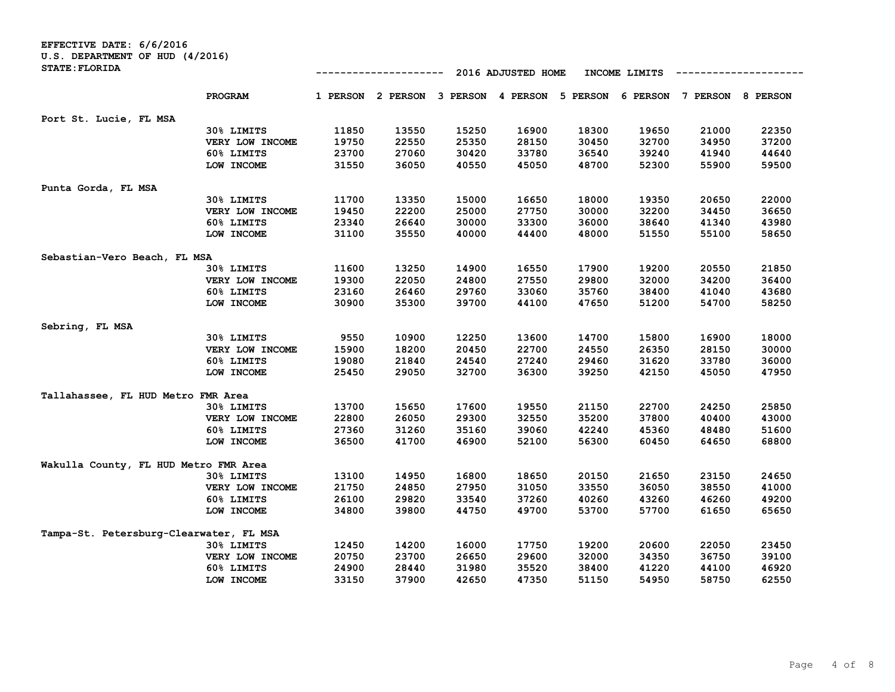EFFECTIVE DATE: 6/6/2016
U.S. DEPARTMENT OF HUD (4/2016)
STATE:FLORIDA

| | PROGRAM | 1 PERSON | 2 PERSON | 3 PERSON | 4 PERSON | 5 PERSON | 6 PERSON | 7 PERSON | 8 PERSON |
|---|---|---|---|---|---|---|---|---|---|
| | | 2016 ADJUSTED HOME INCOME LIMITS | | | | | | | |
| Port St. Lucie, FL MSA | | | | | | | | | |
| | 30% LIMITS | 11850 | 13550 | 15250 | 16900 | 18300 | 19650 | 21000 | 22350 |
| | VERY LOW INCOME | 19750 | 22550 | 25350 | 28150 | 30450 | 32700 | 34950 | 37200 |
| | 60% LIMITS | 23700 | 27060 | 30420 | 33780 | 36540 | 39240 | 41940 | 44640 |
| | LOW INCOME | 31550 | 36050 | 40550 | 45050 | 48700 | 52300 | 55900 | 59500 |
| Punta Gorda, FL MSA | | | | | | | | | |
| | 30% LIMITS | 11700 | 13350 | 15000 | 16650 | 18000 | 19350 | 20650 | 22000 |
| | VERY LOW INCOME | 19450 | 22200 | 25000 | 27750 | 30000 | 32200 | 34450 | 36650 |
| | 60% LIMITS | 23340 | 26640 | 30000 | 33300 | 36000 | 38640 | 41340 | 43980 |
| | LOW INCOME | 31100 | 35550 | 40000 | 44400 | 48000 | 51550 | 55100 | 58650 |
| Sebastian-Vero Beach, FL MSA | | | | | | | | | |
| | 30% LIMITS | 11600 | 13250 | 14900 | 16550 | 17900 | 19200 | 20550 | 21850 |
| | VERY LOW INCOME | 19300 | 22050 | 24800 | 27550 | 29800 | 32000 | 34200 | 36400 |
| | 60% LIMITS | 23160 | 26460 | 29760 | 33060 | 35760 | 38400 | 41040 | 43680 |
| | LOW INCOME | 30900 | 35300 | 39700 | 44100 | 47650 | 51200 | 54700 | 58250 |
| Sebring, FL MSA | | | | | | | | | |
| | 30% LIMITS | 9550 | 10900 | 12250 | 13600 | 14700 | 15800 | 16900 | 18000 |
| | VERY LOW INCOME | 15900 | 18200 | 20450 | 22700 | 24550 | 26350 | 28150 | 30000 |
| | 60% LIMITS | 19080 | 21840 | 24540 | 27240 | 29460 | 31620 | 33780 | 36000 |
| | LOW INCOME | 25450 | 29050 | 32700 | 36300 | 39250 | 42150 | 45050 | 47950 |
| Tallahassee, FL HUD Metro FMR Area | | | | | | | | | |
| | 30% LIMITS | 13700 | 15650 | 17600 | 19550 | 21150 | 22700 | 24250 | 25850 |
| | VERY LOW INCOME | 22800 | 26050 | 29300 | 32550 | 35200 | 37800 | 40400 | 43000 |
| | 60% LIMITS | 27360 | 31260 | 35160 | 39060 | 42240 | 45360 | 48480 | 51600 |
| | LOW INCOME | 36500 | 41700 | 46900 | 52100 | 56300 | 60450 | 64650 | 68800 |
| Wakulla County, FL HUD Metro FMR Area | | | | | | | | | |
| | 30% LIMITS | 13100 | 14950 | 16800 | 18650 | 20150 | 21650 | 23150 | 24650 |
| | VERY LOW INCOME | 21750 | 24850 | 27950 | 31050 | 33550 | 36050 | 38550 | 41000 |
| | 60% LIMITS | 26100 | 29820 | 33540 | 37260 | 40260 | 43260 | 46260 | 49200 |
| | LOW INCOME | 34800 | 39800 | 44750 | 49700 | 53700 | 57700 | 61650 | 65650 |
| Tampa-St. Petersburg-Clearwater, FL MSA | | | | | | | | | |
| | 30% LIMITS | 12450 | 14200 | 16000 | 17750 | 19200 | 20600 | 22050 | 23450 |
| | VERY LOW INCOME | 20750 | 23700 | 26650 | 29600 | 32000 | 34350 | 36750 | 39100 |
| | 60% LIMITS | 24900 | 28440 | 31980 | 35520 | 38400 | 41220 | 44100 | 46920 |
| | LOW INCOME | 33150 | 37900 | 42650 | 47350 | 51150 | 54950 | 58750 | 62550 |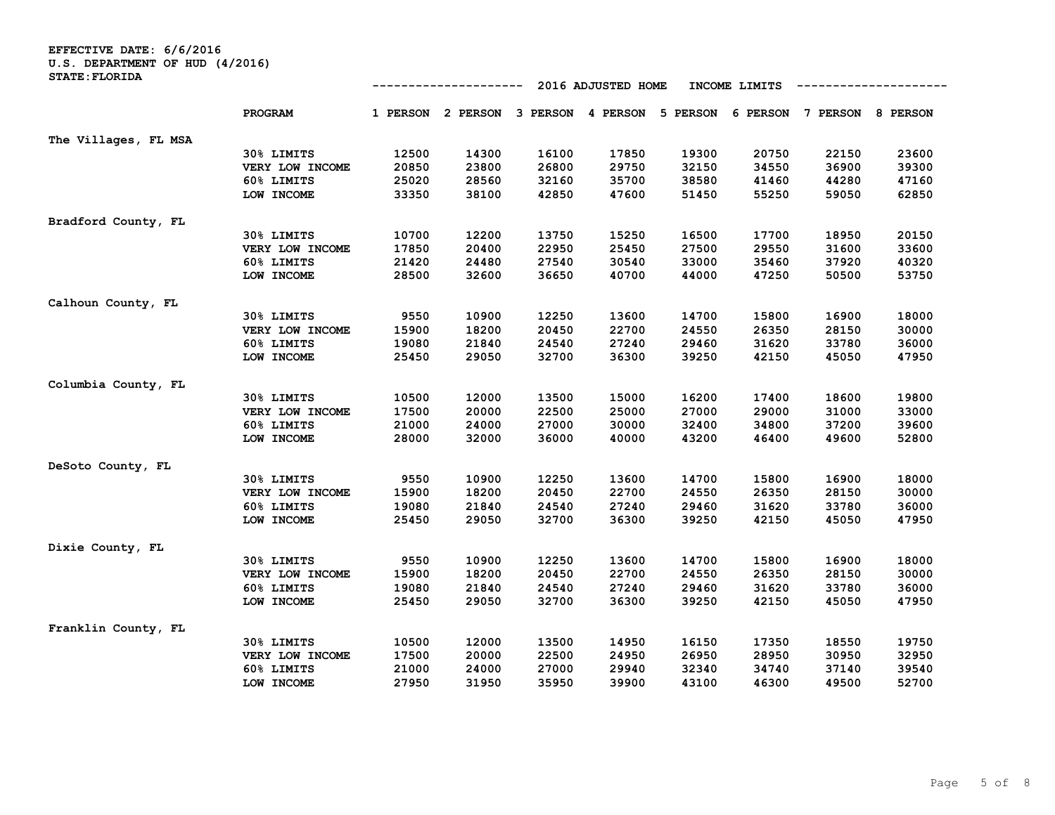**EFFECTIVE DATE: 6/6/2016**
**U.S. DEPARTMENT OF HUD (4/2016)**
**STATE:FLORIDA**

**2016 ADJUSTED HOME INCOME LIMITS**

| | PROGRAM | 1 PERSON | 2 PERSON | 3 PERSON | 4 PERSON | 5 PERSON | 6 PERSON | 7 PERSON | 8 PERSON |
|---|---|---|---|---|---|---|---|---|---|
| **The Villages, FL MSA** | | | | | | | | | |
| | 30% LIMITS | 12500 | 14300 | 16100 | 17850 | 19300 | 20750 | 22150 | 23600 |
| | VERY LOW INCOME | 20850 | 23800 | 26800 | 29750 | 32150 | 34550 | 36900 | 39300 |
| | 60% LIMITS | 25020 | 28560 | 32160 | 35700 | 38580 | 41460 | 44280 | 47160 |
| | LOW INCOME | 33350 | 38100 | 42850 | 47600 | 51450 | 55250 | 59050 | 62850 |
| **Bradford County, FL** | | | | | | | | | |
| | 30% LIMITS | 10700 | 12200 | 13750 | 15250 | 16500 | 17700 | 18950 | 20150 |
| | VERY LOW INCOME | 17850 | 20400 | 22950 | 25450 | 27500 | 29550 | 31600 | 33600 |
| | 60% LIMITS | 21420 | 24480 | 27540 | 30540 | 33000 | 35460 | 37920 | 40320 |
| | LOW INCOME | 28500 | 32600 | 36650 | 40700 | 44000 | 47250 | 50500 | 53750 |
| **Calhoun County, FL** | | | | | | | | | |
| | 30% LIMITS | 9550 | 10900 | 12250 | 13600 | 14700 | 15800 | 16900 | 18000 |
| | VERY LOW INCOME | 15900 | 18200 | 20450 | 22700 | 24550 | 26350 | 28150 | 30000 |
| | 60% LIMITS | 19080 | 21840 | 24540 | 27240 | 29460 | 31620 | 33780 | 36000 |
| | LOW INCOME | 25450 | 29050 | 32700 | 36300 | 39250 | 42150 | 45050 | 47950 |
| **Columbia County, FL** | | | | | | | | | |
| | 30% LIMITS | 10500 | 12000 | 13500 | 15000 | 16200 | 17400 | 18600 | 19800 |
| | VERY LOW INCOME | 17500 | 20000 | 22500 | 25000 | 27000 | 29000 | 31000 | 33000 |
| | 60% LIMITS | 21000 | 24000 | 27000 | 30000 | 32400 | 34800 | 37200 | 39600 |
| | LOW INCOME | 28000 | 32000 | 36000 | 40000 | 43200 | 46400 | 49600 | 52800 |
| **DeSoto County, FL** | | | | | | | | | |
| | 30% LIMITS | 9550 | 10900 | 12250 | 13600 | 14700 | 15800 | 16900 | 18000 |
| | VERY LOW INCOME | 15900 | 18200 | 20450 | 22700 | 24550 | 26350 | 28150 | 30000 |
| | 60% LIMITS | 19080 | 21840 | 24540 | 27240 | 29460 | 31620 | 33780 | 36000 |
| | LOW INCOME | 25450 | 29050 | 32700 | 36300 | 39250 | 42150 | 45050 | 47950 |
| **Dixie County, FL** | | | | | | | | | |
| | 30% LIMITS | 9550 | 10900 | 12250 | 13600 | 14700 | 15800 | 16900 | 18000 |
| | VERY LOW INCOME | 15900 | 18200 | 20450 | 22700 | 24550 | 26350 | 28150 | 30000 |
| | 60% LIMITS | 19080 | 21840 | 24540 | 27240 | 29460 | 31620 | 33780 | 36000 |
| | LOW INCOME | 25450 | 29050 | 32700 | 36300 | 39250 | 42150 | 45050 | 47950 |
| **Franklin County, FL** | | | | | | | | | |
| | 30% LIMITS | 10500 | 12000 | 13500 | 14950 | 16150 | 17350 | 18550 | 19750 |
| | VERY LOW INCOME | 17500 | 20000 | 22500 | 24950 | 26950 | 28950 | 30950 | 32950 |
| | 60% LIMITS | 21000 | 24000 | 27000 | 29940 | 32340 | 34740 | 37140 | 39540 |
| | LOW INCOME | 27950 | 31950 | 35950 | 39900 | 43100 | 46300 | 49500 | 52700 |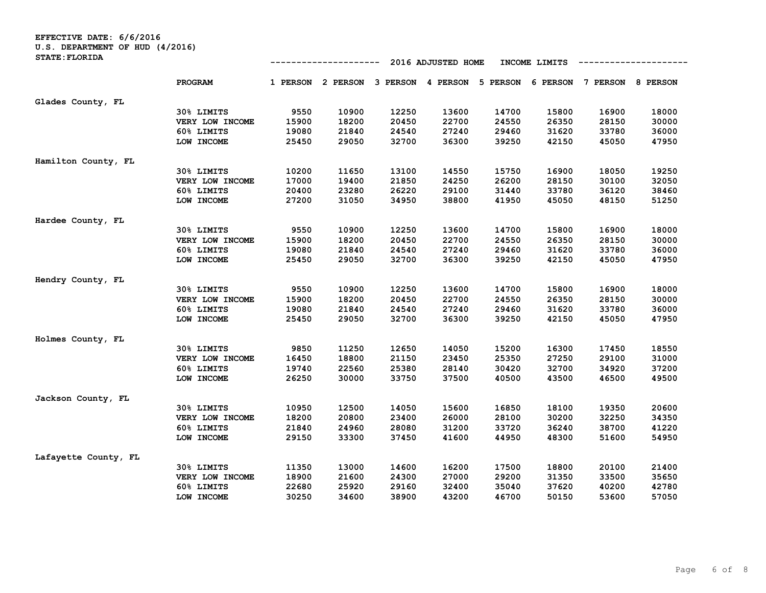EFFECTIVE DATE: 6/6/2016
U.S. DEPARTMENT OF HUD (4/2016)
STATE:FLORIDA

2016 ADJUSTED HOME INCOME LIMITS

| | PROGRAM | 1 PERSON | 2 PERSON | 3 PERSON | 4 PERSON | 5 PERSON | 6 PERSON | 7 PERSON | 8 PERSON |
|---|---|---|---|---|---|---|---|---|---|
| Glades County, FL | | | | | | | | | |
| | 30% LIMITS | 9550 | 10900 | 12250 | 13600 | 14700 | 15800 | 16900 | 18000 |
| | VERY LOW INCOME | 15900 | 18200 | 20450 | 22700 | 24550 | 26350 | 28150 | 30000 |
| | 60% LIMITS | 19080 | 21840 | 24540 | 27240 | 29460 | 31620 | 33780 | 36000 |
| | LOW INCOME | 25450 | 29050 | 32700 | 36300 | 39250 | 42150 | 45050 | 47950 |
| Hamilton County, FL | | | | | | | | | |
| | 30% LIMITS | 10200 | 11650 | 13100 | 14550 | 15750 | 16900 | 18050 | 19250 |
| | VERY LOW INCOME | 17000 | 19400 | 21850 | 24250 | 26200 | 28150 | 30100 | 32050 |
| | 60% LIMITS | 20400 | 23280 | 26220 | 29100 | 31440 | 33780 | 36120 | 38460 |
| | LOW INCOME | 27200 | 31050 | 34950 | 38800 | 41950 | 45050 | 48150 | 51250 |
| Hardee County, FL | | | | | | | | | |
| | 30% LIMITS | 9550 | 10900 | 12250 | 13600 | 14700 | 15800 | 16900 | 18000 |
| | VERY LOW INCOME | 15900 | 18200 | 20450 | 22700 | 24550 | 26350 | 28150 | 30000 |
| | 60% LIMITS | 19080 | 21840 | 24540 | 27240 | 29460 | 31620 | 33780 | 36000 |
| | LOW INCOME | 25450 | 29050 | 32700 | 36300 | 39250 | 42150 | 45050 | 47950 |
| Hendry County, FL | | | | | | | | | |
| | 30% LIMITS | 9550 | 10900 | 12250 | 13600 | 14700 | 15800 | 16900 | 18000 |
| | VERY LOW INCOME | 15900 | 18200 | 20450 | 22700 | 24550 | 26350 | 28150 | 30000 |
| | 60% LIMITS | 19080 | 21840 | 24540 | 27240 | 29460 | 31620 | 33780 | 36000 |
| | LOW INCOME | 25450 | 29050 | 32700 | 36300 | 39250 | 42150 | 45050 | 47950 |
| Holmes County, FL | | | | | | | | | |
| | 30% LIMITS | 9850 | 11250 | 12650 | 14050 | 15200 | 16300 | 17450 | 18550 |
| | VERY LOW INCOME | 16450 | 18800 | 21150 | 23450 | 25350 | 27250 | 29100 | 31000 |
| | 60% LIMITS | 19740 | 22560 | 25380 | 28140 | 30420 | 32700 | 34920 | 37200 |
| | LOW INCOME | 26250 | 30000 | 33750 | 37500 | 40500 | 43500 | 46500 | 49500 |
| Jackson County, FL | | | | | | | | | |
| | 30% LIMITS | 10950 | 12500 | 14050 | 15600 | 16850 | 18100 | 19350 | 20600 |
| | VERY LOW INCOME | 18200 | 20800 | 23400 | 26000 | 28100 | 30200 | 32250 | 34350 |
| | 60% LIMITS | 21840 | 24960 | 28080 | 31200 | 33720 | 36240 | 38700 | 41220 |
| | LOW INCOME | 29150 | 33300 | 37450 | 41600 | 44950 | 48300 | 51600 | 54950 |
| Lafayette County, FL | | | | | | | | | |
| | 30% LIMITS | 11350 | 13000 | 14600 | 16200 | 17500 | 18800 | 20100 | 21400 |
| | VERY LOW INCOME | 18900 | 21600 | 24300 | 27000 | 29200 | 31350 | 33500 | 35650 |
| | 60% LIMITS | 22680 | 25920 | 29160 | 32400 | 35040 | 37620 | 40200 | 42780 |
| | LOW INCOME | 30250 | 34600 | 38900 | 43200 | 46700 | 50150 | 53600 | 57050 |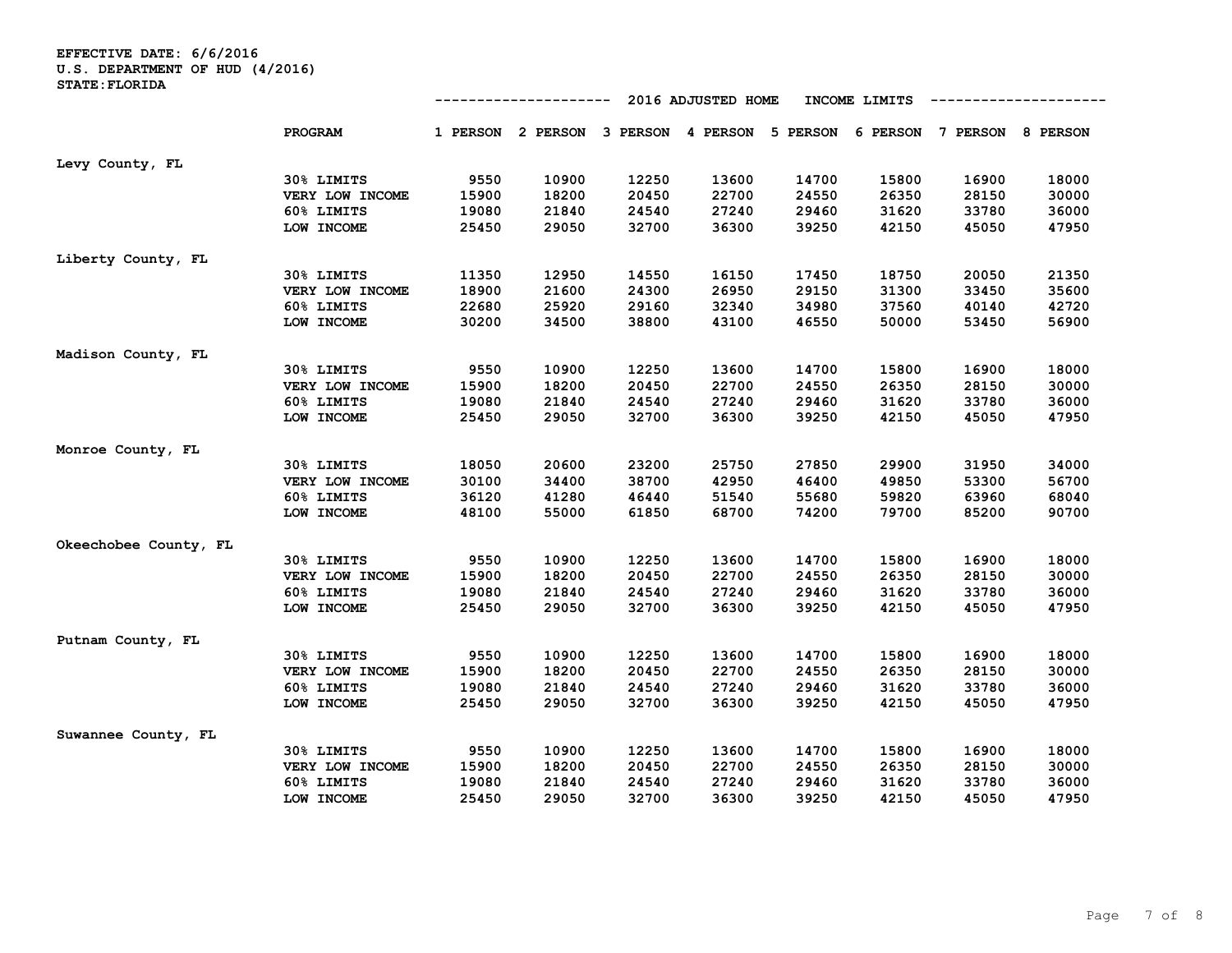**EFFECTIVE DATE: 6/6/2016**
**U.S. DEPARTMENT OF HUD (4/2016)**
**STATE:FLORIDA**

| | PROGRAM | 2016 ADJUSTED HOME INCOME LIMITS | | | | | | | |
|---|---|---|---|---|---|---|---|---|---|
| | | 1 PERSON | 2 PERSON | 3 PERSON | 4 PERSON | 5 PERSON | 6 PERSON | 7 PERSON | 8 PERSON |
| Levy County, FL | | | | | | | | | |
| | 30% LIMITS | 9550 | 10900 | 12250 | 13600 | 14700 | 15800 | 16900 | 18000 |
| | VERY LOW INCOME | 15900 | 18200 | 20450 | 22700 | 24550 | 26350 | 28150 | 30000 |
| | 60% LIMITS | 19080 | 21840 | 24540 | 27240 | 29460 | 31620 | 33780 | 36000 |
| | LOW INCOME | 25450 | 29050 | 32700 | 36300 | 39250 | 42150 | 45050 | 47950 |
| Liberty County, FL | | | | | | | | | |
| | 30% LIMITS | 11350 | 12950 | 14550 | 16150 | 17450 | 18750 | 20050 | 21350 |
| | VERY LOW INCOME | 18900 | 21600 | 24300 | 26950 | 29150 | 31300 | 33450 | 35600 |
| | 60% LIMITS | 22680 | 25920 | 29160 | 32340 | 34980 | 37560 | 40140 | 42720 |
| | LOW INCOME | 30200 | 34500 | 38800 | 43100 | 46550 | 50000 | 53450 | 56900 |
| Madison County, FL | | | | | | | | | |
| | 30% LIMITS | 9550 | 10900 | 12250 | 13600 | 14700 | 15800 | 16900 | 18000 |
| | VERY LOW INCOME | 15900 | 18200 | 20450 | 22700 | 24550 | 26350 | 28150 | 30000 |
| | 60% LIMITS | 19080 | 21840 | 24540 | 27240 | 29460 | 31620 | 33780 | 36000 |
| | LOW INCOME | 25450 | 29050 | 32700 | 36300 | 39250 | 42150 | 45050 | 47950 |
| Monroe County, FL | | | | | | | | | |
| | 30% LIMITS | 18050 | 20600 | 23200 | 25750 | 27850 | 29900 | 31950 | 34000 |
| | VERY LOW INCOME | 30100 | 34400 | 38700 | 42950 | 46400 | 49850 | 53300 | 56700 |
| | 60% LIMITS | 36120 | 41280 | 46440 | 51540 | 55680 | 59820 | 63960 | 68040 |
| | LOW INCOME | 48100 | 55000 | 61850 | 68700 | 74200 | 79700 | 85200 | 90700 |
| Okeechobee County, FL | | | | | | | | | |
| | 30% LIMITS | 9550 | 10900 | 12250 | 13600 | 14700 | 15800 | 16900 | 18000 |
| | VERY LOW INCOME | 15900 | 18200 | 20450 | 22700 | 24550 | 26350 | 28150 | 30000 |
| | 60% LIMITS | 19080 | 21840 | 24540 | 27240 | 29460 | 31620 | 33780 | 36000 |
| | LOW INCOME | 25450 | 29050 | 32700 | 36300 | 39250 | 42150 | 45050 | 47950 |
| Putnam County, FL | | | | | | | | | |
| | 30% LIMITS | 9550 | 10900 | 12250 | 13600 | 14700 | 15800 | 16900 | 18000 |
| | VERY LOW INCOME | 15900 | 18200 | 20450 | 22700 | 24550 | 26350 | 28150 | 30000 |
| | 60% LIMITS | 19080 | 21840 | 24540 | 27240 | 29460 | 31620 | 33780 | 36000 |
| | LOW INCOME | 25450 | 29050 | 32700 | 36300 | 39250 | 42150 | 45050 | 47950 |
| Suwannee County, FL | | | | | | | | | |
| | 30% LIMITS | 9550 | 10900 | 12250 | 13600 | 14700 | 15800 | 16900 | 18000 |
| | VERY LOW INCOME | 15900 | 18200 | 20450 | 22700 | 24550 | 26350 | 28150 | 30000 |
| | 60% LIMITS | 19080 | 21840 | 24540 | 27240 | 29460 | 31620 | 33780 | 36000 |
| | LOW INCOME | 25450 | 29050 | 32700 | 36300 | 39250 | 42150 | 45050 | 47950 |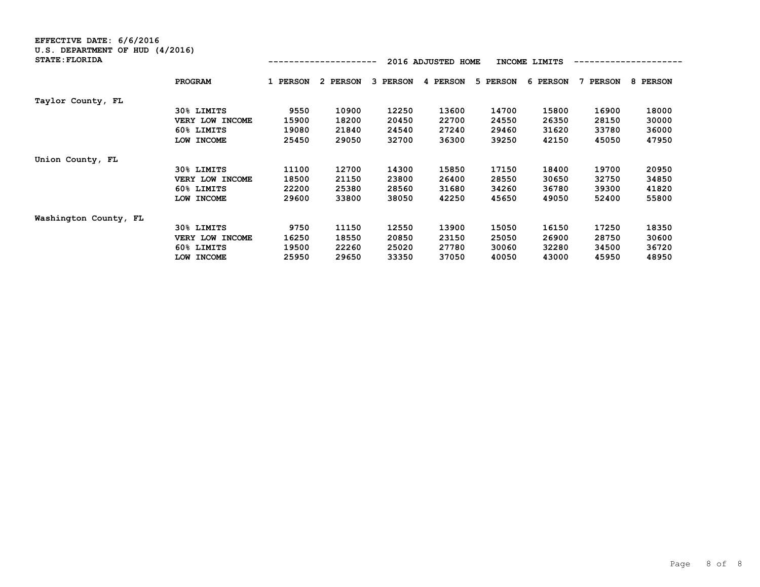EFFECTIVE DATE: 6/6/2016
U.S. DEPARTMENT OF HUD (4/2016)
STATE: FLORIDA

2016 ADJUSTED HOME INCOME LIMITS

| | PROGRAM | 1 PERSON | 2 PERSON | 3 PERSON | 4 PERSON | 5 PERSON | 6 PERSON | 7 PERSON | 8 PERSON |
|---|---|---|---|---|---|---|---|---|---|
| Taylor County, FL | | | | | | | | | |
| | 30% LIMITS | 9550 | 10900 | 12250 | 13600 | 14700 | 15800 | 16900 | 18000 |
| | VERY LOW INCOME | 15900 | 18200 | 20450 | 22700 | 24550 | 26350 | 28150 | 30000 |
| | 60% LIMITS | 19080 | 21840 | 24540 | 27240 | 29460 | 31620 | 33780 | 36000 |
| | LOW INCOME | 25450 | 29050 | 32700 | 36300 | 39250 | 42150 | 45050 | 47950 |
| Union County, FL | | | | | | | | | |
| | 30% LIMITS | 11100 | 12700 | 14300 | 15850 | 17150 | 18400 | 19700 | 20950 |
| | VERY LOW INCOME | 18500 | 21150 | 23800 | 26400 | 28550 | 30650 | 32750 | 34850 |
| | 60% LIMITS | 22200 | 25380 | 28560 | 31680 | 34260 | 36780 | 39300 | 41820 |
| | LOW INCOME | 29600 | 33800 | 38050 | 42250 | 45650 | 49050 | 52400 | 55800 |
| Washington County, FL | | | | | | | | | |
| | 30% LIMITS | 9750 | 11150 | 12550 | 13900 | 15050 | 16150 | 17250 | 18350 |
| | VERY LOW INCOME | 16250 | 18550 | 20850 | 23150 | 25050 | 26900 | 28750 | 30600 |
| | 60% LIMITS | 19500 | 22260 | 25020 | 27780 | 30060 | 32280 | 34500 | 36720 |
| | LOW INCOME | 25950 | 29650 | 33350 | 37050 | 40050 | 43000 | 45950 | 48950 |